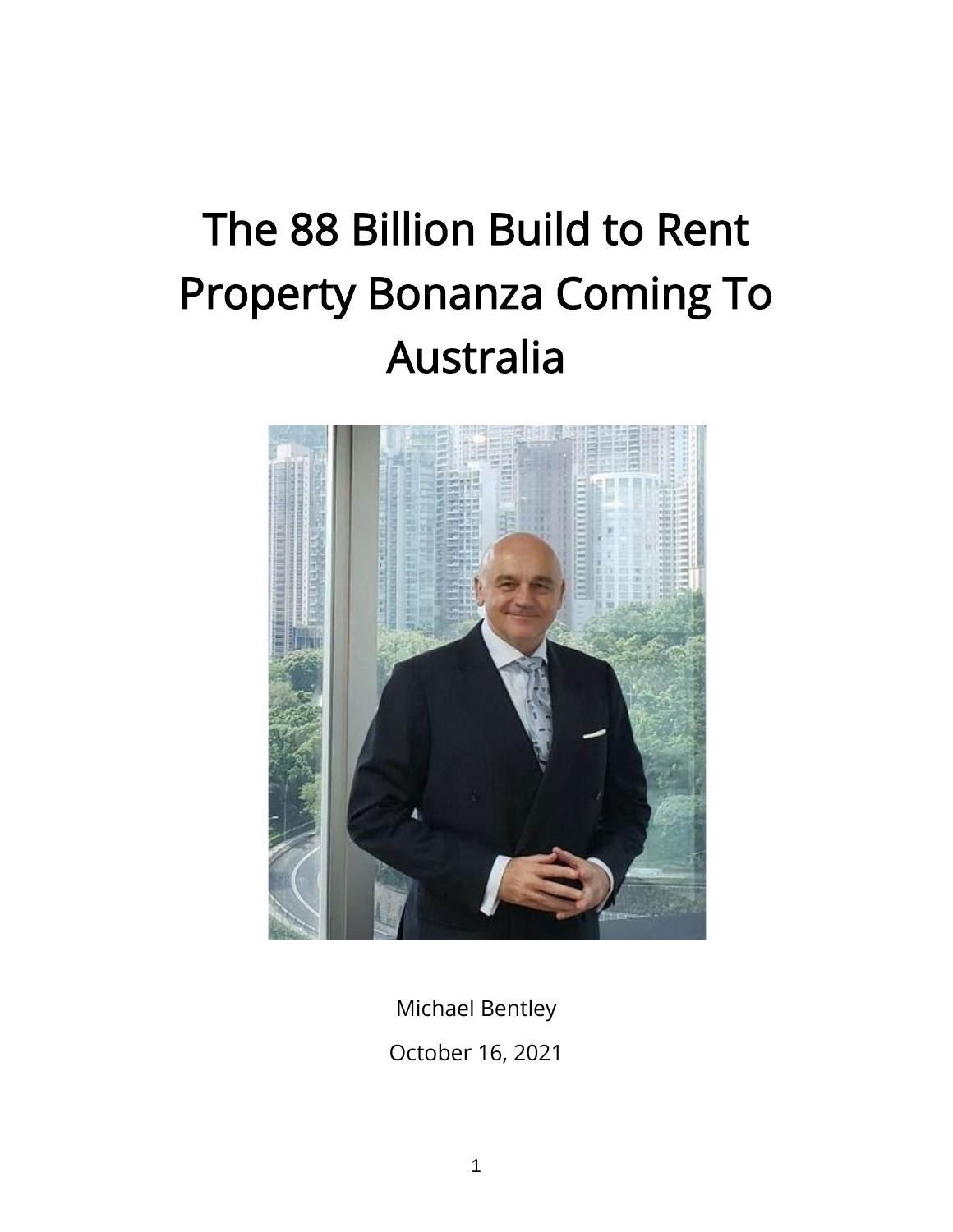# The 88 Billion Build to Rent Property Bonanza Coming To Australia

Michael Bentley

October 16, 2021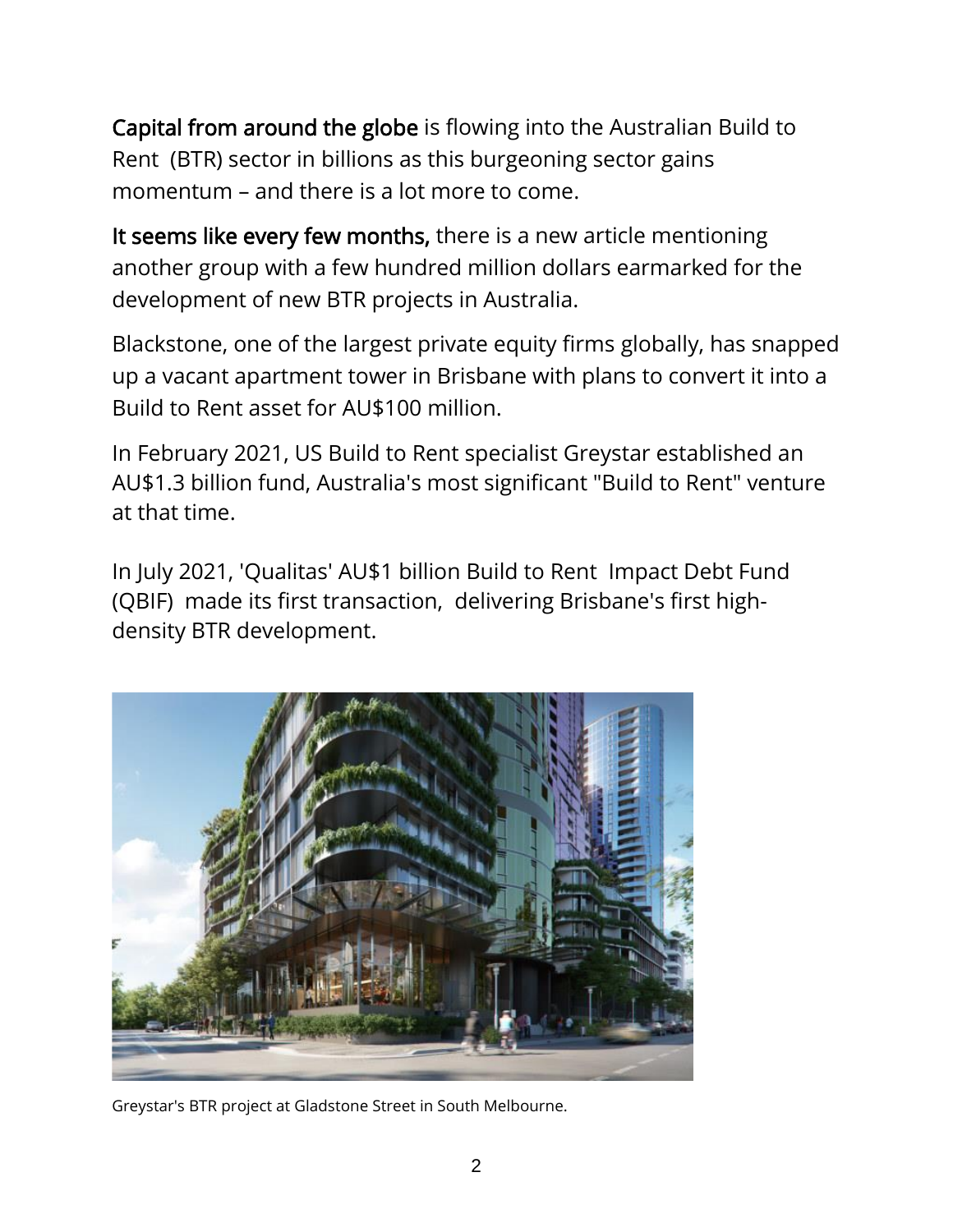**Capital from around the globe** is flowing into the Australian Build to Rent (BTR) sector in billions as this burgeoning sector gains momentum – and there is a lot more to come.

**It seems like every few months,** there is a new article mentioning another group with a few hundred million dollars earmarked for the development of new BTR projects in Australia.

Blackstone, one of the largest private equity firms globally, has snapped up a vacant apartment tower in Brisbane with plans to convert it into a Build to Rent asset for AU$100 million.

In February 2021, US Build to Rent specialist Greystar established an AU$1.3 billion fund, Australia's most significant "Build to Rent" venture at that time.

In July 2021, 'Qualitas' AU$1 billion Build to Rent Impact Debt Fund (QBIF) made its first transaction, delivering Brisbane's first high-density BTR development.

Greystar's BTR project at Gladstone Street in South Melbourne.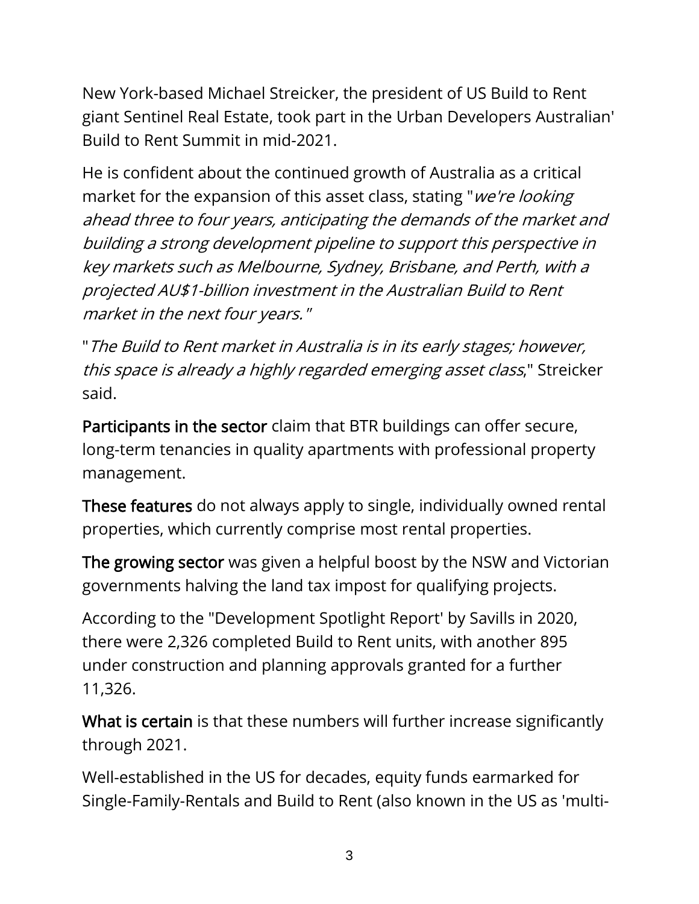New York-based Michael Streicker, the president of US Build to Rent giant Sentinel Real Estate, took part in the Urban Developers Australian' Build to Rent Summit in mid-2021.

He is confident about the continued growth of Australia as a critical market for the expansion of this asset class, stating "*we're looking ahead three to four years, anticipating the demands of the market and building a strong development pipeline to support this perspective in key markets such as Melbourne, Sydney, Brisbane, and Perth, with a projected AU$1-billion investment in the Australian Build to Rent market in the next four years.*"

"*The Build to Rent market in Australia is in its early stages; however, this space is already a highly regarded emerging asset class*," Streicker said.

**Participants in the sector** claim that BTR buildings can offer secure, long-term tenancies in quality apartments with professional property management.

**These features** do not always apply to single, individually owned rental properties, which currently comprise most rental properties.

**The growing sector** was given a helpful boost by the NSW and Victorian governments halving the land tax impost for qualifying projects.

According to the "Development Spotlight Report' by Savills in 2020, there were 2,326 completed Build to Rent units, with another 895 under construction and planning approvals granted for a further 11,326.

**What is certain** is that these numbers will further increase significantly through 2021.

Well-established in the US for decades, equity funds earmarked for Single-Family-Rentals and Build to Rent (also known in the US as 'multi-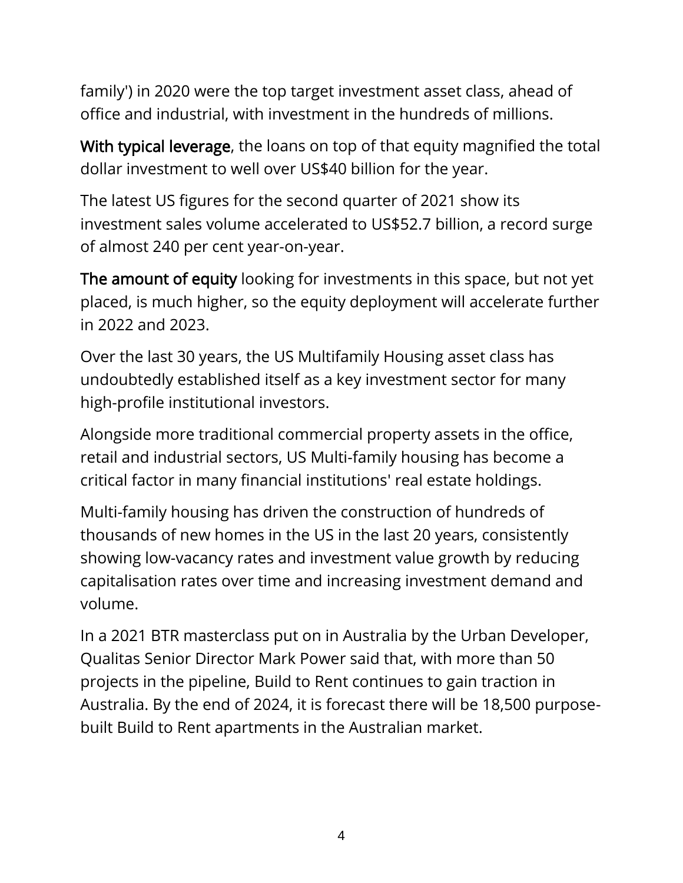family') in 2020 were the top target investment asset class, ahead of office and industrial, with investment in the hundreds of millions.

**With typical leverage**, the loans on top of that equity magnified the total dollar investment to well over US$40 billion for the year.

The latest US figures for the second quarter of 2021 show its investment sales volume accelerated to US$52.7 billion, a record surge of almost 240 per cent year-on-year.

**The amount of equity** looking for investments in this space, but not yet placed, is much higher, so the equity deployment will accelerate further in 2022 and 2023.

Over the last 30 years, the US Multifamily Housing asset class has undoubtedly established itself as a key investment sector for many high-profile institutional investors.

Alongside more traditional commercial property assets in the office, retail and industrial sectors, US Multi-family housing has become a critical factor in many financial institutions' real estate holdings.

Multi-family housing has driven the construction of hundreds of thousands of new homes in the US in the last 20 years, consistently showing low-vacancy rates and investment value growth by reducing capitalisation rates over time and increasing investment demand and volume.

In a 2021 BTR masterclass put on in Australia by the Urban Developer, Qualitas Senior Director Mark Power said that, with more than 50 projects in the pipeline, Build to Rent continues to gain traction in Australia. By the end of 2024, it is forecast there will be 18,500 purpose-built Build to Rent apartments in the Australian market.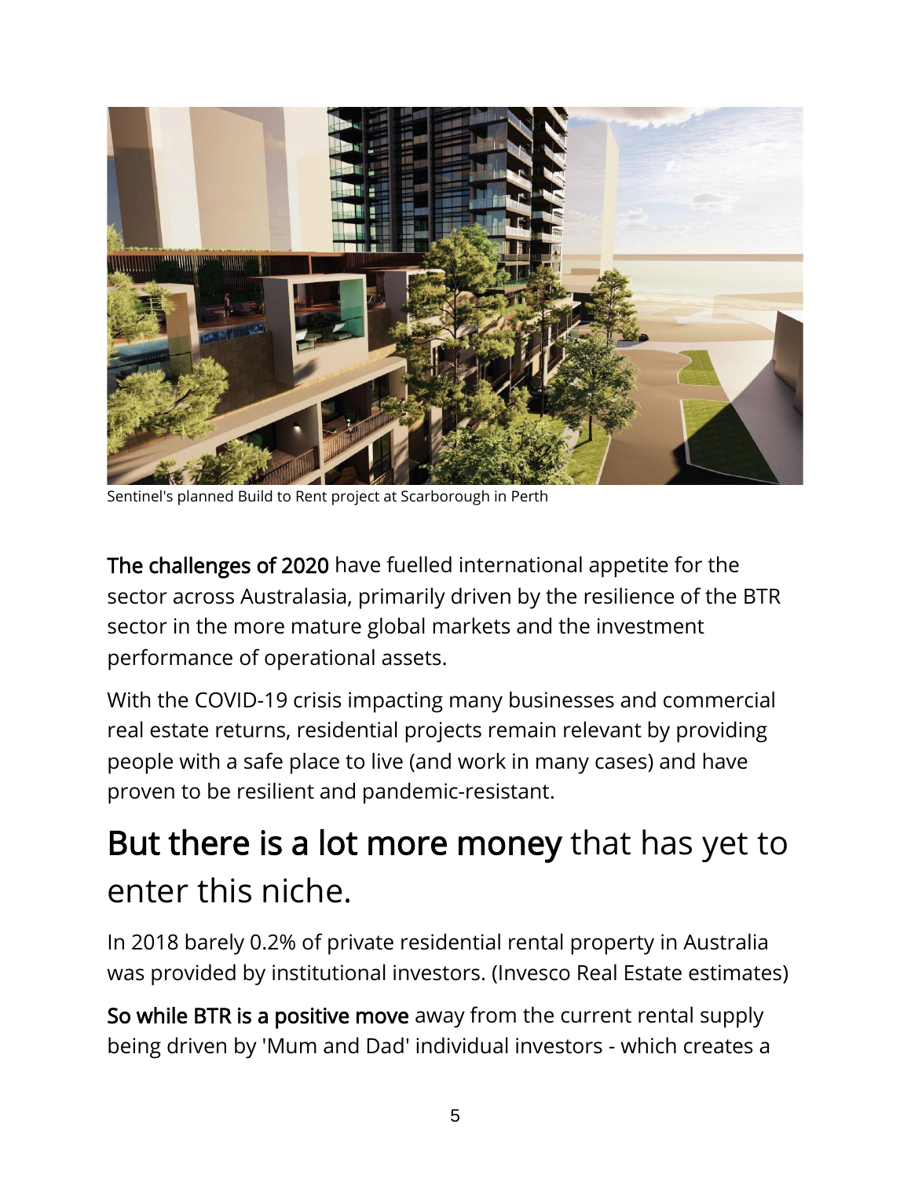Sentinel's planned Build to Rent project at Scarborough in Perth

**The challenges of 2020** have fuelled international appetite for the sector across Australasia, primarily driven by the resilience of the BTR sector in the more mature global markets and the investment performance of operational assets.

With the COVID-19 crisis impacting many businesses and commercial real estate returns, residential projects remain relevant by providing people with a safe place to live (and work in many cases) and have proven to be resilient and pandemic-resistant.

## **But there is a lot more money** that has yet to enter this niche.

In 2018 barely 0.2% of private residential rental property in Australia was provided by institutional investors. (Invesco Real Estate estimates)

**So while BTR is a positive move** away from the current rental supply being driven by 'Mum and Dad' individual investors - which creates a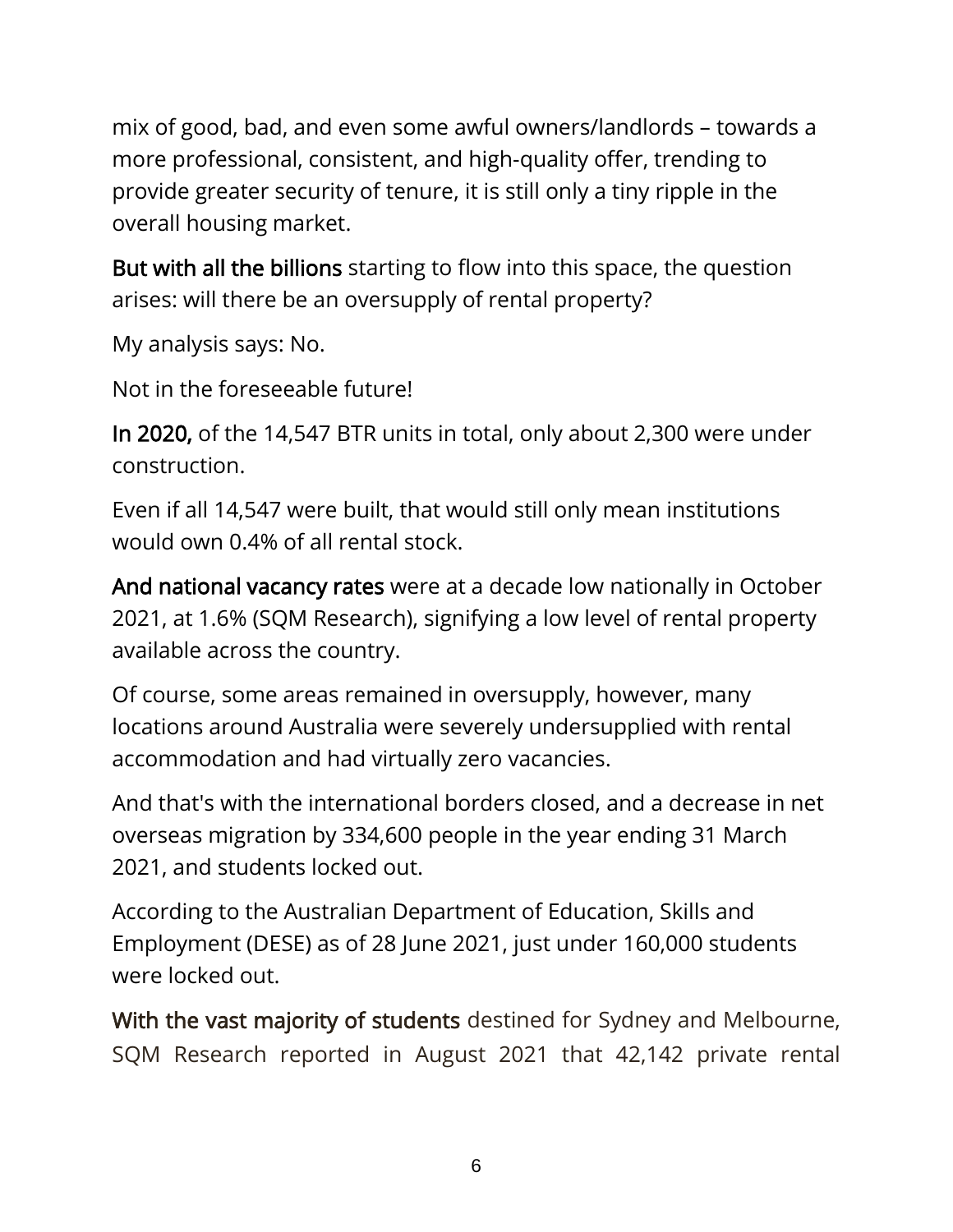mix of good, bad, and even some awful owners/landlords – towards a more professional, consistent, and high-quality offer, trending to provide greater security of tenure, it is still only a tiny ripple in the overall housing market.

**But with all the billions** starting to flow into this space, the question arises: will there be an oversupply of rental property?

My analysis says: No.

Not in the foreseeable future!

**In 2020,** of the 14,547 BTR units in total, only about 2,300 were under construction.

Even if all 14,547 were built, that would still only mean institutions would own 0.4% of all rental stock.

**And national vacancy rates** were at a decade low nationally in October 2021, at 1.6% (SQM Research), signifying a low level of rental property available across the country.

Of course, some areas remained in oversupply, however, many locations around Australia were severely undersupplied with rental accommodation and had virtually zero vacancies.

And that's with the international borders closed, and a decrease in net overseas migration by 334,600 people in the year ending 31 March 2021, and students locked out.

According to the Australian Department of Education, Skills and Employment (DESE) as of 28 June 2021, just under 160,000 students were locked out.

**With the vast majority of students** destined for Sydney and Melbourne, SQM Research reported in August 2021 that 42,142 private rental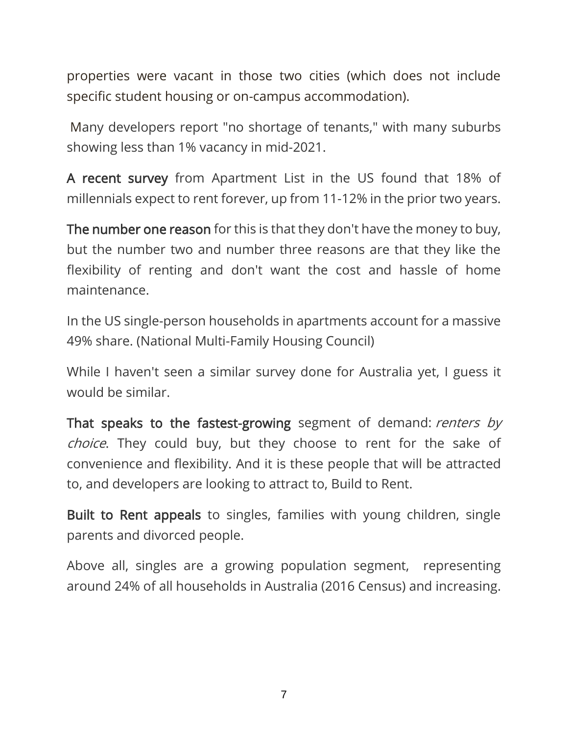properties were vacant in those two cities (which does not include specific student housing or on-campus accommodation).

Many developers report "no shortage of tenants," with many suburbs showing less than 1% vacancy in mid-2021.

**A recent survey** from Apartment List in the US found that 18% of millennials expect to rent forever, up from 11-12% in the prior two years.

**The number one reason** for this is that they don't have the money to buy, but the number two and number three reasons are that they like the flexibility of renting and don't want the cost and hassle of home maintenance.

In the US single-person households in apartments account for a massive 49% share. (National Multi-Family Housing Council)

While I haven't seen a similar survey done for Australia yet, I guess it would be similar.

**That speaks to the fastest-growing** segment of demand: *renters by choice*. They could buy, but they choose to rent for the sake of convenience and flexibility. And it is these people that will be attracted to, and developers are looking to attract to, Build to Rent.

**Built to Rent appeals** to singles, families with young children, single parents and divorced people.

Above all, singles are a growing population segment, representing around 24% of all households in Australia (2016 Census) and increasing.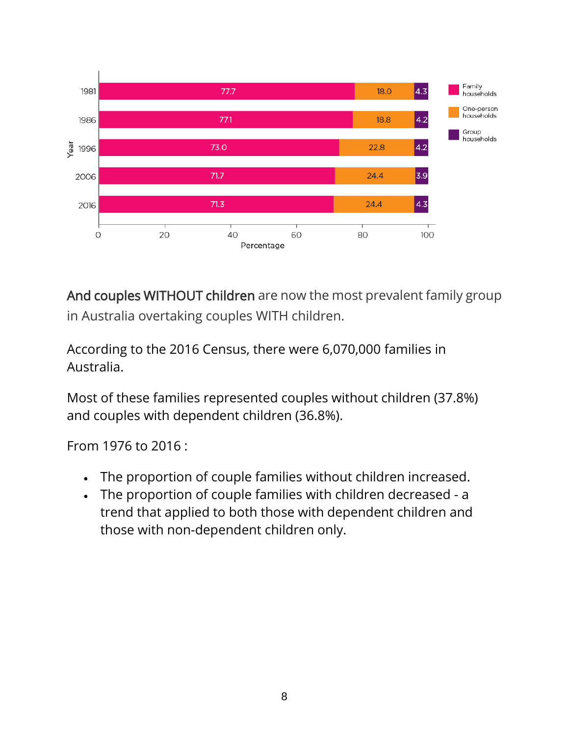| Year | Family households | One-person households | Group households |
|---|---|---|---|
| 1981 | 77.7 | 18.0 | 4.3 |
| 1986 | 77.1 | 18.8 | 4.2 |
| 1996 | 73.0 | 22.8 | 4.2 |
| 2006 | 71.7 | 24.4 | 3.9 |
| 2016 | 71.3 | 24.4 | 4.3 |

Percentage

**And couples WITHOUT children** are now the most prevalent family group in Australia overtaking couples WITH children.

According to the 2016 Census, there were 6,070,000 families in Australia.

Most of these families represented couples without children (37.8%) and couples with dependent children (36.8%).

From 1976 to 2016 :

- The proportion of couple families without children increased.
- The proportion of couple families with children decreased - a trend that applied to both those with dependent children and those with non-dependent children only.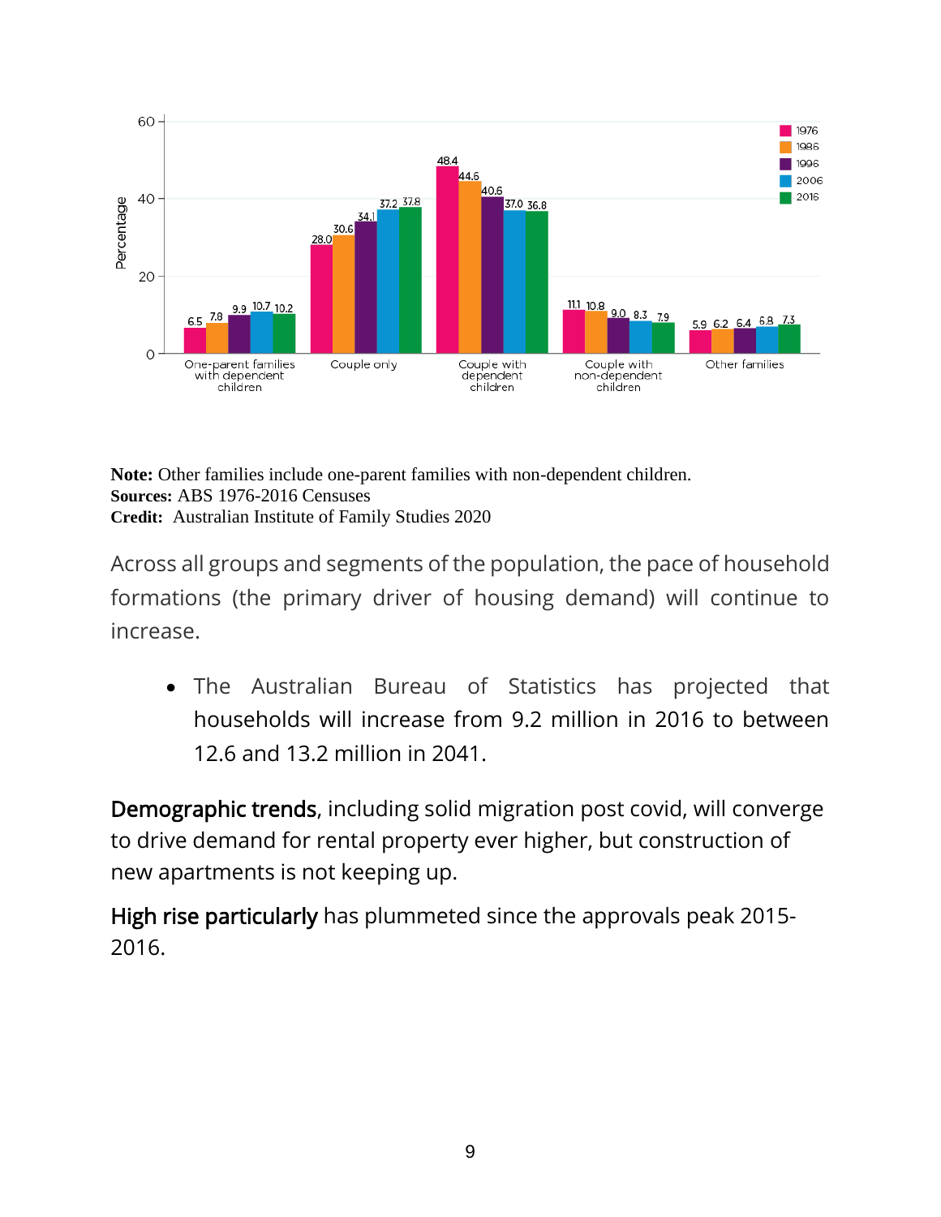| Family type | 1976 | 1986 | 1996 | 2006 | 2016 |
|---|---|---|---|---|---|
| One-parent families with dependent children | 6.5 | 7.8 | 9.9 | 10.7 | 10.2 |
| Couple only | 28.0 | 30.6 | 34.1 | 37.2 | 37.8 |
| Couple with dependent children | 48.4 | 44.6 | 40.6 | 37.0 | 36.8 |
| Couple with non-dependent children | 11.1 | 10.8 | 9.0 | 8.3 | 7.9 |
| Other families | 5.9 | 6.2 | 6.4 | 6.8 | 7.3 |

(Percentage)

**Note:** Other families include one-parent families with non-dependent children.
**Sources:** ABS 1976-2016 Censuses
**Credit:** Australian Institute of Family Studies 2020

Across all groups and segments of the population, the pace of household formations (the primary driver of housing demand) will continue to increase.

- The Australian Bureau of Statistics has projected that households will increase from 9.2 million in 2016 to between 12.6 and 13.2 million in 2041.

**Demographic trends**, including solid migration post covid, will converge to drive demand for rental property ever higher, but construction of new apartments is not keeping up.

**High rise particularly** has plummeted since the approvals peak 2015-2016.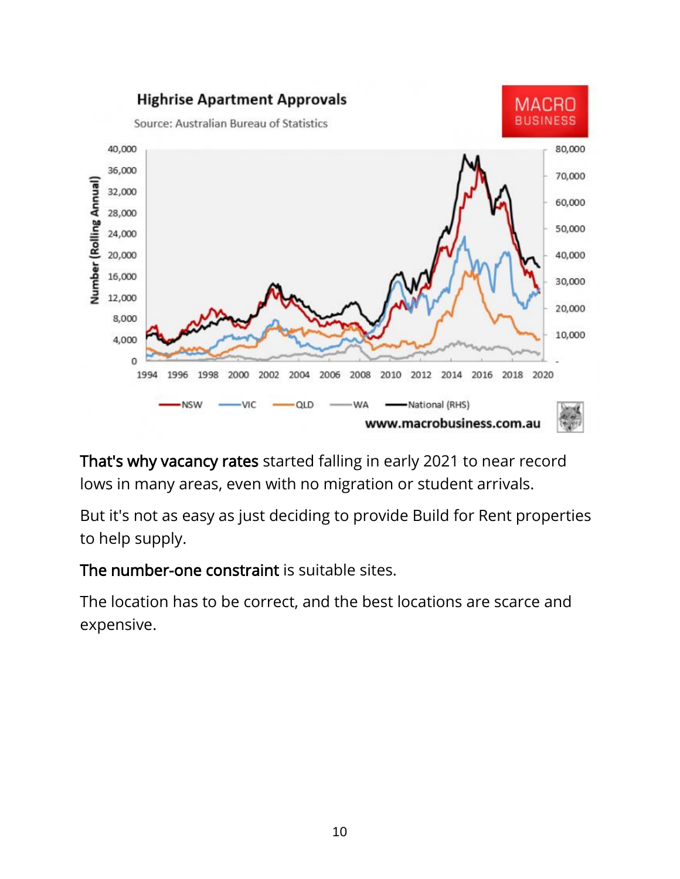**That's why vacancy rates** started falling in early 2021 to near record lows in many areas, even with no migration or student arrivals.

But it's not as easy as just deciding to provide Build for Rent properties to help supply.

**The number-one constraint** is suitable sites.

The location has to be correct, and the best locations are scarce and expensive.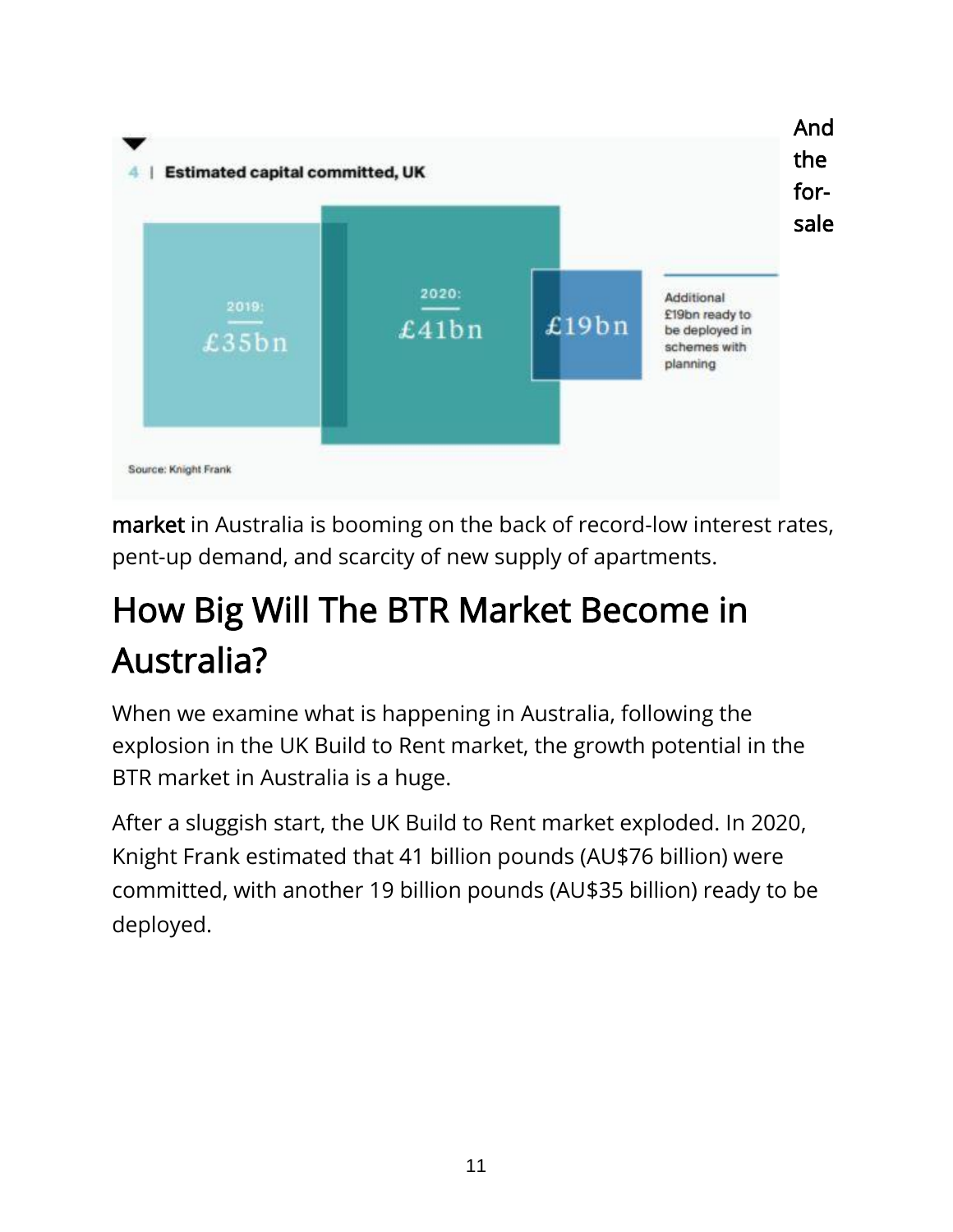And the for-sale **market** in Australia is booming on the back of record-low interest rates, pent-up demand, and scarcity of new supply of apartments.

## How Big Will The BTR Market Become in Australia?

When we examine what is happening in Australia, following the explosion in the UK Build to Rent market, the growth potential in the BTR market in Australia is a huge.

After a sluggish start, the UK Build to Rent market exploded. In 2020, Knight Frank estimated that 41 billion pounds (AU$76 billion) were committed, with another 19 billion pounds (AU$35 billion) ready to be deployed.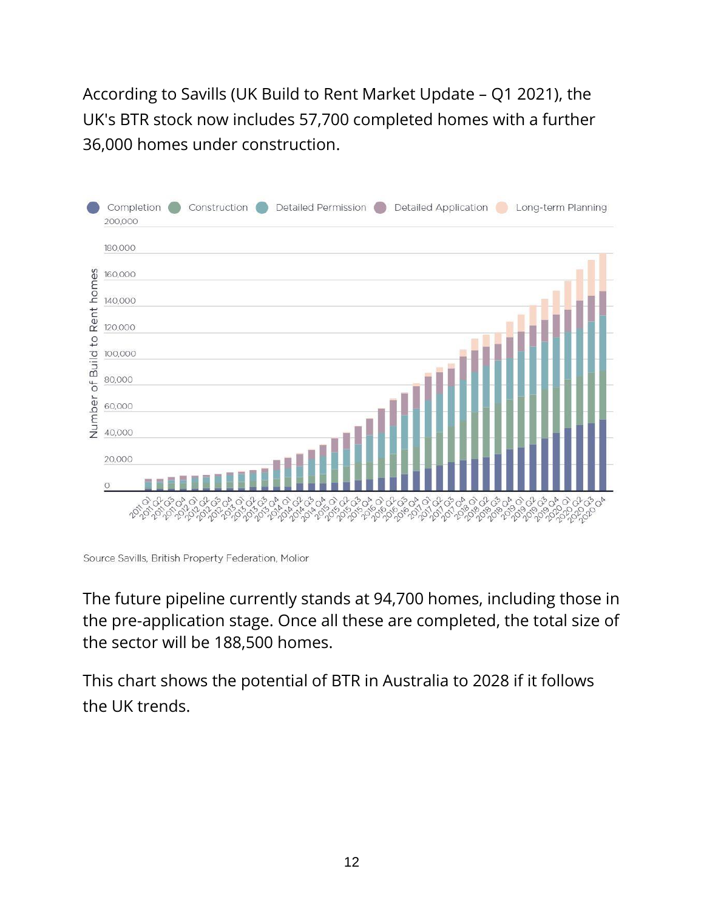According to Savills (UK Build to Rent Market Update – Q1 2021), the UK's BTR stock now includes 57,700 completed homes with a further 36,000 homes under construction.

Source Savills, British Property Federation, Molior

The future pipeline currently stands at 94,700 homes, including those in the pre-application stage. Once all these are completed, the total size of the sector will be 188,500 homes.

This chart shows the potential of BTR in Australia to 2028 if it follows the UK trends.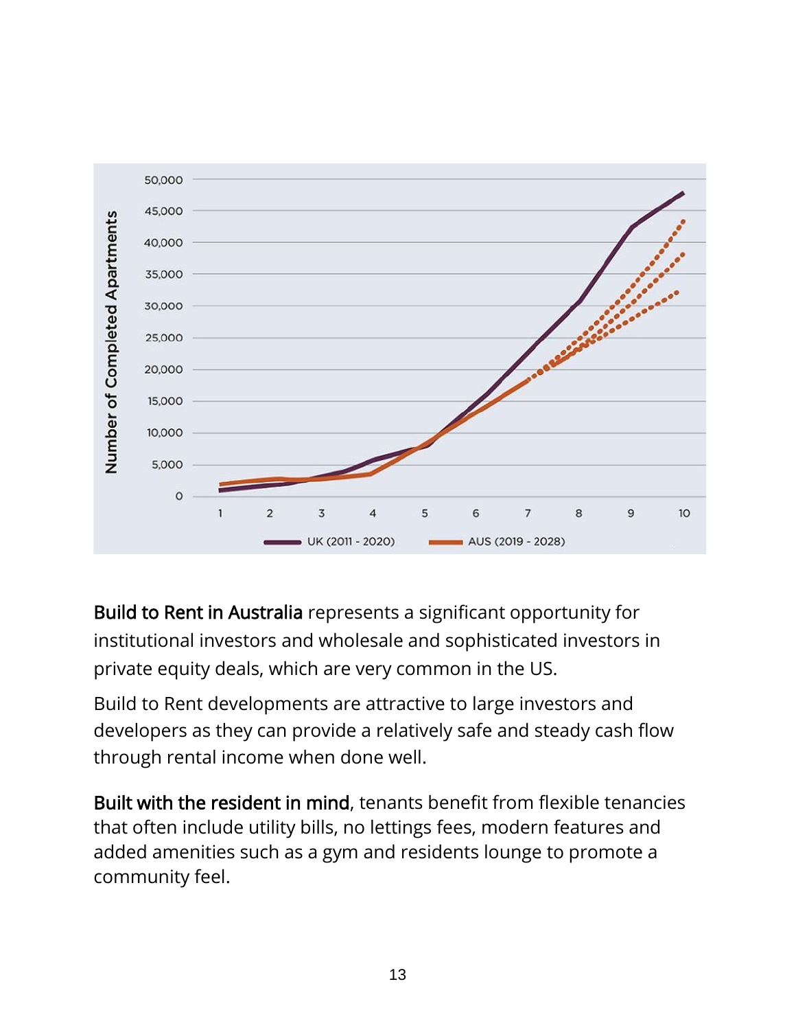**Build to Rent in Australia** represents a significant opportunity for institutional investors and wholesale and sophisticated investors in private equity deals, which are very common in the US.

Build to Rent developments are attractive to large investors and developers as they can provide a relatively safe and steady cash flow through rental income when done well.

**Built with the resident in mind**, tenants benefit from flexible tenancies that often include utility bills, no lettings fees, modern features and added amenities such as a gym and residents lounge to promote a community feel.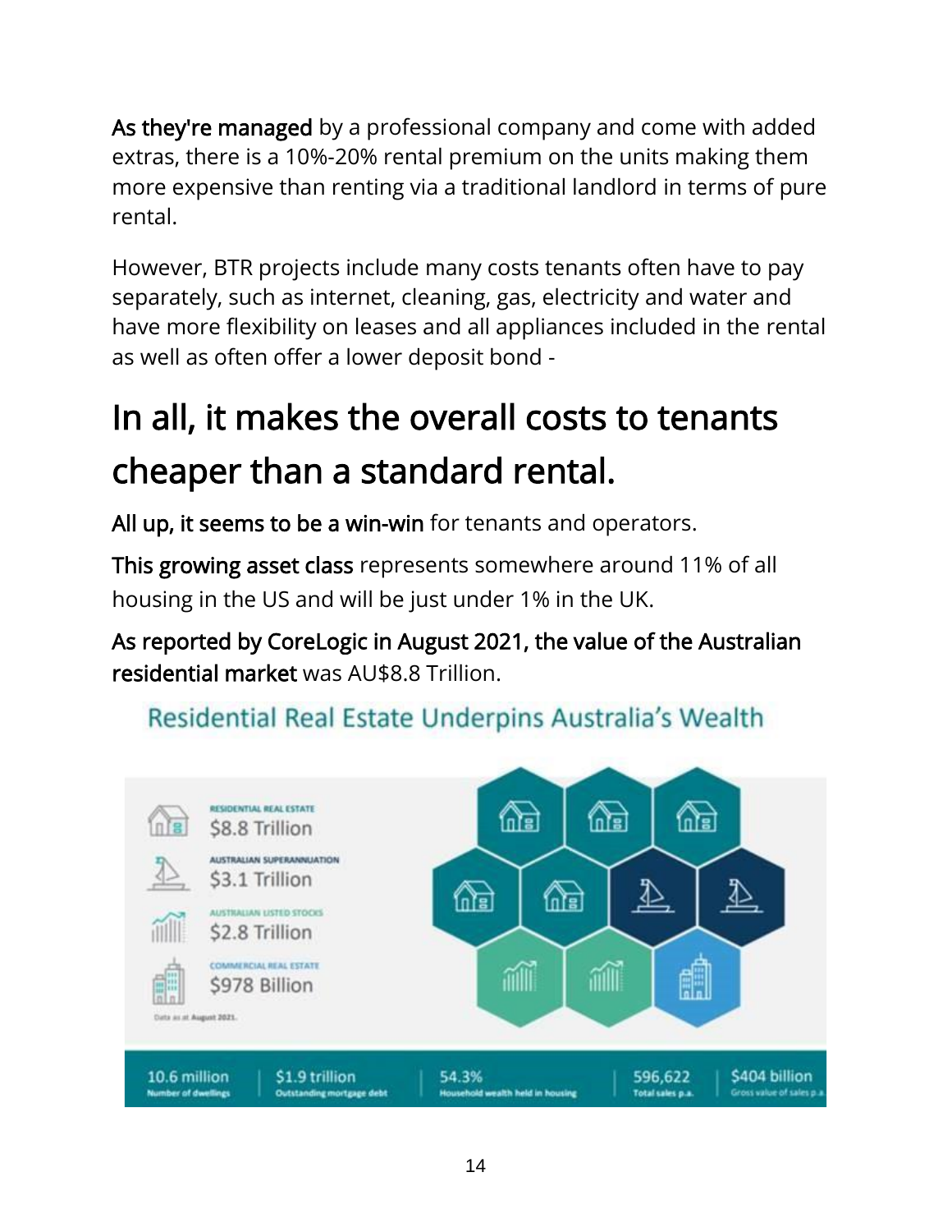**As they're managed** by a professional company and come with added extras, there is a 10%-20% rental premium on the units making them more expensive than renting via a traditional landlord in terms of pure rental.

However, BTR projects include many costs tenants often have to pay separately, such as internet, cleaning, gas, electricity and water and have more flexibility on leases and all appliances included in the rental as well as often offer a lower deposit bond -

# In all, it makes the overall costs to tenants cheaper than a standard rental.

**All up, it seems to be a win-win** for tenants and operators.

**This growing asset class** represents somewhere around 11% of all housing in the US and will be just under 1% in the UK.

**As reported by CoreLogic in August 2021, the value of the Australian residential market** was AU$8.8 Trillion.

Residential Real Estate Underpins Australia's Wealth

RESIDENTIAL REAL ESTATE
$8.8 Trillion

AUSTRALIAN SUPERANNUATION
$3.1 Trillion

AUSTRALIAN LISTED STOCKS
$2.8 Trillion

COMMERCIAL REAL ESTATE
$978 Billion

Data as at August 2021.

| 10.6 million | $1.9 trillion | 54.3% | 596,622 | $404 billion |
|---|---|---|---|---|
| Number of dwellings | Outstanding mortgage debt | Household wealth held in housing | Total sales p.a. | Gross value of sales p.a. |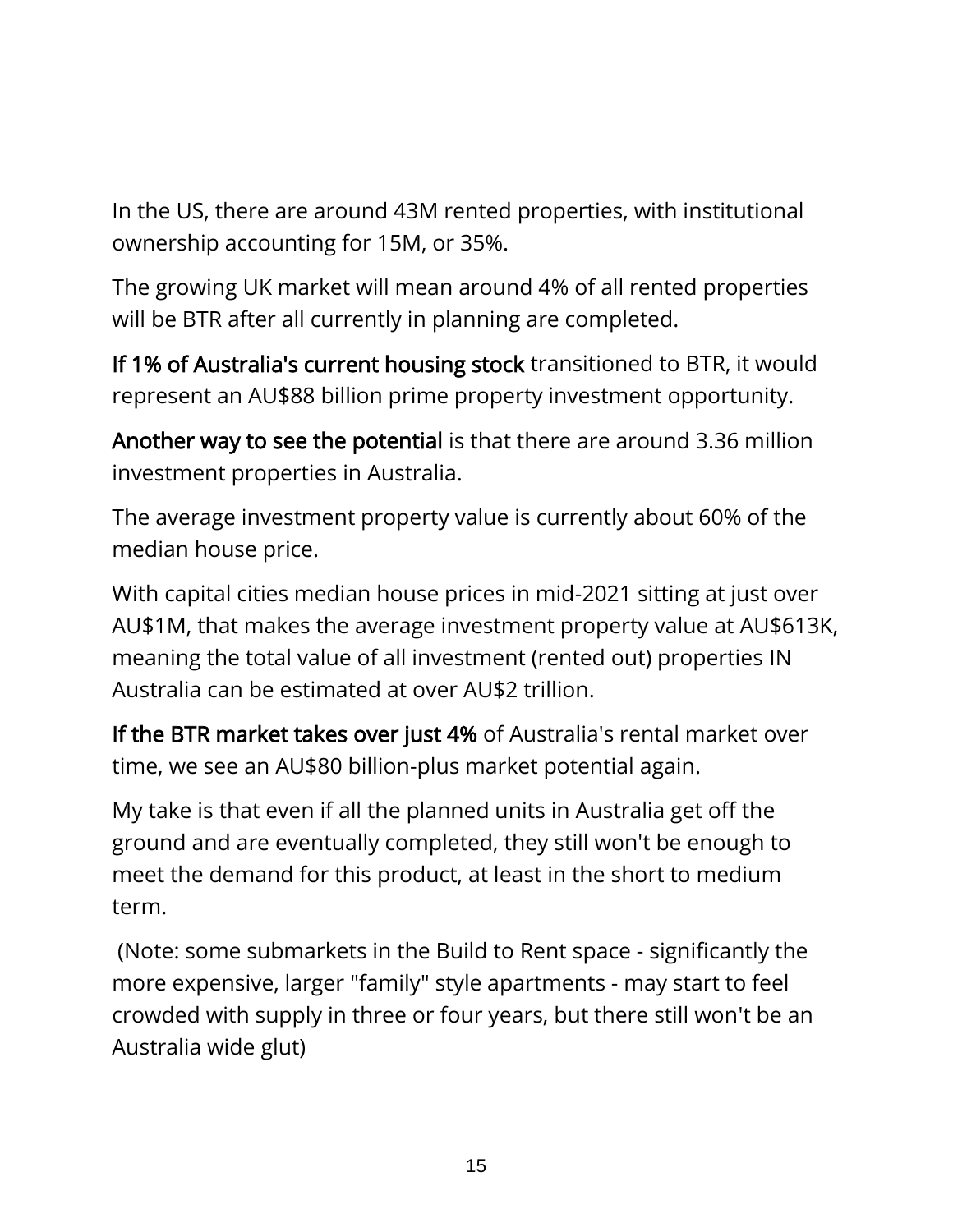In the US, there are around 43M rented properties, with institutional ownership accounting for 15M, or 35%.

The growing UK market will mean around 4% of all rented properties will be BTR after all currently in planning are completed.

**If 1% of Australia's current housing stock** transitioned to BTR, it would represent an AU$88 billion prime property investment opportunity.

**Another way to see the potential** is that there are around 3.36 million investment properties in Australia.

The average investment property value is currently about 60% of the median house price.

With capital cities median house prices in mid-2021 sitting at just over AU$1M, that makes the average investment property value at AU$613K, meaning the total value of all investment (rented out) properties IN Australia can be estimated at over AU$2 trillion.

**If the BTR market takes over just 4%** of Australia's rental market over time, we see an AU$80 billion-plus market potential again.

My take is that even if all the planned units in Australia get off the ground and are eventually completed, they still won't be enough to meet the demand for this product, at least in the short to medium term.

(Note: some submarkets in the Build to Rent space - significantly the more expensive, larger "family" style apartments - may start to feel crowded with supply in three or four years, but there still won't be an Australia wide glut)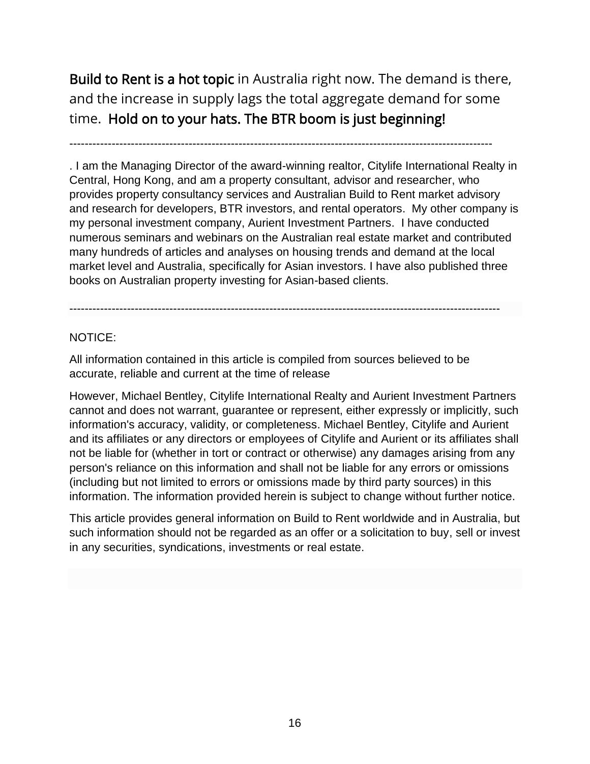**Build to Rent is a hot topic** in Australia right now. The demand is there, and the increase in supply lags the total aggregate demand for some time. **Hold on to your hats. The BTR boom is just beginning!**

---

. I am the Managing Director of the award-winning realtor, Citylife International Realty in Central, Hong Kong, and am a property consultant, advisor and researcher, who provides property consultancy services and Australian Build to Rent market advisory and research for developers, BTR investors, and rental operators. My other company is my personal investment company, Aurient Investment Partners. I have conducted numerous seminars and webinars on the Australian real estate market and contributed many hundreds of articles and analyses on housing trends and demand at the local market level and Australia, specifically for Asian investors. I have also published three books on Australian property investing for Asian-based clients.

---

NOTICE:

All information contained in this article is compiled from sources believed to be accurate, reliable and current at the time of release

However, Michael Bentley, Citylife International Realty and Aurient Investment Partners cannot and does not warrant, guarantee or represent, either expressly or implicitly, such information's accuracy, validity, or completeness. Michael Bentley, Citylife and Aurient and its affiliates or any directors or employees of Citylife and Aurient or its affiliates shall not be liable for (whether in tort or contract or otherwise) any damages arising from any person's reliance on this information and shall not be liable for any errors or omissions (including but not limited to errors or omissions made by third party sources) in this information. The information provided herein is subject to change without further notice.

This article provides general information on Build to Rent worldwide and in Australia, but such information should not be regarded as an offer or a solicitation to buy, sell or invest in any securities, syndications, investments or real estate.